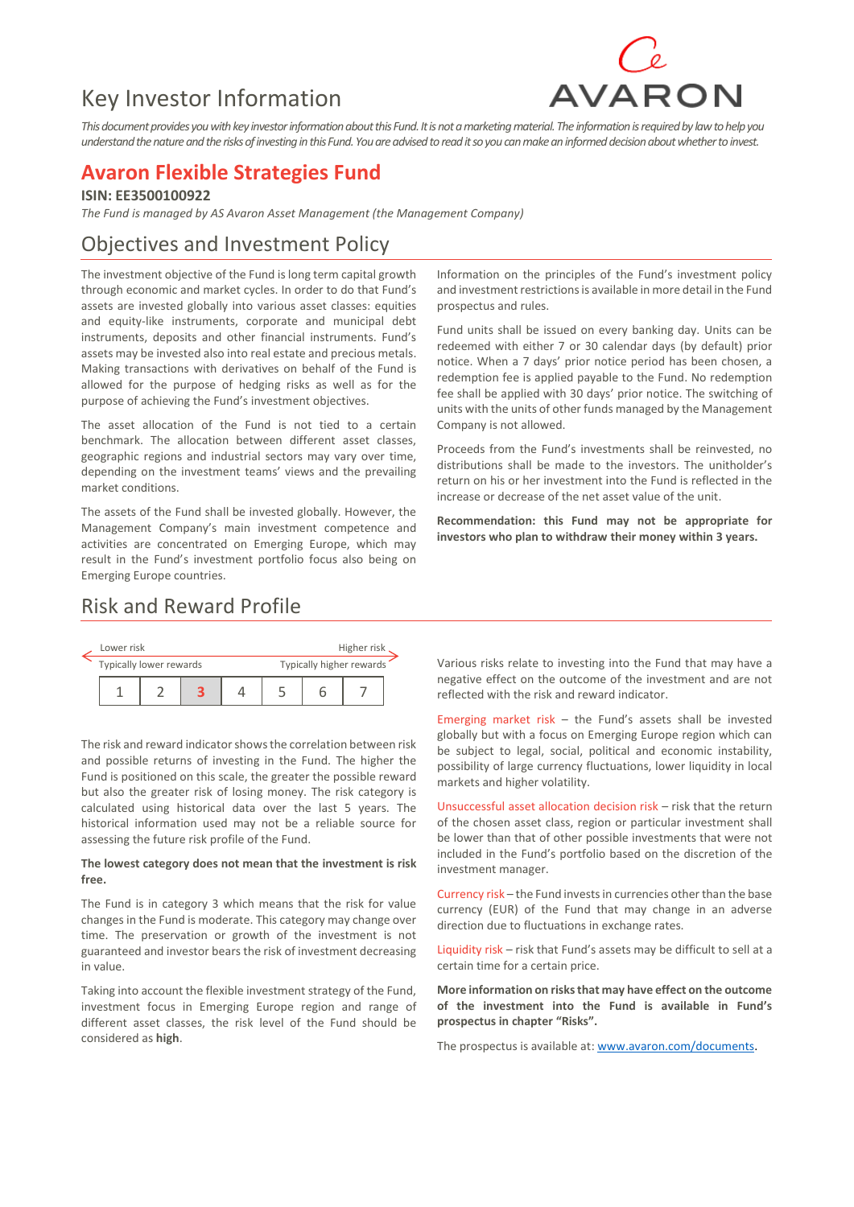# Key Investor Information

*This document provides you with key investor information about this Fund. It is not a marketing material. The information is required by law to help you understand the nature and the risks of investing in this Fund. You are advised to read it so you can make an informed decision about whether to invest.*

## Avaron Flexible Strategies Fund

**ISIN: EE3500100922**

*The Fund is managed by AS Avaron Asset Management (the Management Company)*

## Objectives and Investment Policy

The investment objective of the Fund is long term capital growth through economic and market cycles. In order to do that Fund's assets are invested globally into various asset classes: equities and equity-like instruments, corporate and municipal debt instruments, deposits and other financial instruments. Fund's assets may be invested also into real estate and precious metals. Making transactions with derivatives on behalf of the Fund is allowed for the purpose of hedging risks as well as for the purpose of achieving the Fund's investment objectives.

The asset allocation of the Fund is not tied to a certain benchmark. The allocation between different asset classes, geographic regions and industrial sectors may vary over time, depending on the investment teams' views and the prevailing market conditions.

The assets of the Fund shall be invested globally. However, the Management Company's main investment competence and activities are concentrated on Emerging Europe, which may result in the Fund's investment portfolio focus also being on Emerging Europe countries.

Information on the principles of the Fund's investment policy and investment restrictions is available in more detail in the Fund prospectus and rules.

Fund units shall be issued on every banking day. Units can be redeemed with either 7 or 30 calendar days (by default) prior notice. When a 7 days' prior notice period has been chosen, a redemption fee is applied payable to the Fund. No redemption fee shall be applied with 30 days' prior notice. The switching of units with the units of other funds managed by the Management Company is not allowed.

Proceeds from the Fund's investments shall be reinvested, no distributions shall be made to the investors. The unitholder's return on his or her investment into the Fund is reflected in the increase or decrease of the net asset value of the unit.

**Recommendation: this Fund may not be appropriate for investors who plan to withdraw their money within 3 years.**

## Risk and Reward Profile

Lower risk ← → Higher risk

Typically lower rewards ← → Typically higher rewards

| 1 | 2 | **3** | 4 | 5 | 6 | 7 |
|---|---|---|---|---|---|---|

The risk and reward indicator shows the correlation between risk and possible returns of investing in the Fund. The higher the Fund is positioned on this scale, the greater the possible reward but also the greater risk of losing money. The risk category is calculated using historical data over the last 5 years. The historical information used may not be a reliable source for assessing the future risk profile of the Fund.

**The lowest category does not mean that the investment is risk free.**

The Fund is in category 3 which means that the risk for value changes in the Fund is moderate. This category may change over time. The preservation or growth of the investment is not guaranteed and investor bears the risk of investment decreasing in value.

Taking into account the flexible investment strategy of the Fund, investment focus in Emerging Europe region and range of different asset classes, the risk level of the Fund should be considered as **high**.

Various risks relate to investing into the Fund that may have a negative effect on the outcome of the investment and are not reflected with the risk and reward indicator.

Emerging market risk – the Fund's assets shall be invested globally but with a focus on Emerging Europe region which can be subject to legal, social, political and economic instability, possibility of large currency fluctuations, lower liquidity in local markets and higher volatility.

Unsuccessful asset allocation decision risk – risk that the return of the chosen asset class, region or particular investment shall be lower than that of other possible investments that were not included in the Fund's portfolio based on the discretion of the investment manager.

Currency risk – the Fund invests in currencies other than the base currency (EUR) of the Fund that may change in an adverse direction due to fluctuations in exchange rates.

Liquidity risk – risk that Fund's assets may be difficult to sell at a certain time for a certain price.

**More information on risks that may have effect on the outcome of the investment into the Fund is available in Fund's prospectus in chapter "Risks".**

The prospectus is available at: www.avaron.com/documents.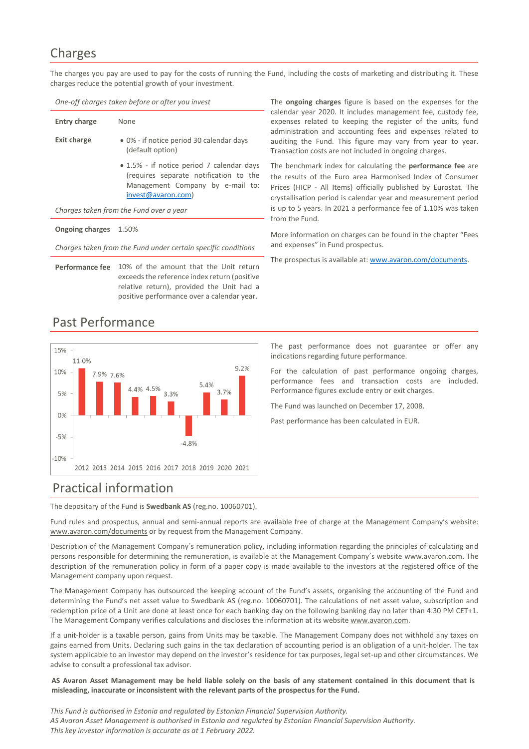## Charges

The charges you pay are used to pay for the costs of running the Fund, including the costs of marketing and distributing it. These charges reduce the potential growth of your investment.

| *One-off charges taken before or after you invest* | |
|---|---|
| **Entry charge** | None |
| **Exit charge** | • 0% - if notice period 30 calendar days (default option)<br>• 1.5% - if notice period 7 calendar days (requires separate notification to the Management Company by e-mail to: invest@avaron.com) |
| *Charges taken from the Fund over a year* | |
| **Ongoing charges** | 1.50% |
| *Charges taken from the Fund under certain specific conditions* | |
| **Performance fee** | 10% of the amount that the Unit return exceeds the reference index return (positive relative return), provided the Unit had a positive performance over a calendar year. |

The **ongoing charges** figure is based on the expenses for the calendar year 2020. It includes management fee, custody fee, expenses related to keeping the register of the units, fund administration and accounting fees and expenses related to auditing the Fund. This figure may vary from year to year. Transaction costs are not included in ongoing charges.

The benchmark index for calculating the **performance fee** are the results of the Euro area Harmonised Index of Consumer Prices (HICP - All Items) officially published by Eurostat. The crystallisation period is calendar year and measurement period is up to 5 years. In 2021 a performance fee of 1.10% was taken from the Fund.

More information on charges can be found in the chapter "Fees and expenses" in Fund prospectus.

The prospectus is available at: www.avaron.com/documents.

## Past Performance

15%
10%
5%
0%
-5%
-10%

11.0% 7.9% 7.6% 4.4% 4.5% 3.3% -4.8% 5.4% 3.7% 9.2%

2012 2013 2014 2015 2016 2017 2018 2019 2020 2021

The past performance does not guarantee or offer any indications regarding future performance.

For the calculation of past performance ongoing charges, performance fees and transaction costs are included. Performance figures exclude entry or exit charges.

The Fund was launched on December 17, 2008.

Past performance has been calculated in EUR.

## Practical information

The depositary of the Fund is **Swedbank AS** (reg.no. 10060701).

Fund rules and prospectus, annual and semi-annual reports are available free of charge at the Management Company's website: www.avaron.com/documents or by request from the Management Company.

Description of the Management Company´s remuneration policy, including information regarding the principles of calculating and persons responsible for determining the remuneration, is available at the Management Company´s website www.avaron.com. The description of the remuneration policy in form of a paper copy is made available to the investors at the registered office of the Management company upon request.

The Management Company has outsourced the keeping account of the Fund's assets, organising the accounting of the Fund and determining the Fund's net asset value to Swedbank AS (reg.no. 10060701). The calculations of net asset value, subscription and redemption price of a Unit are done at least once for each banking day on the following banking day no later than 4.30 PM CET+1. The Management Company verifies calculations and discloses the information at its website www.avaron.com.

If a unit-holder is a taxable person, gains from Units may be taxable. The Management Company does not withhold any taxes on gains earned from Units. Declaring such gains in the tax declaration of accounting period is an obligation of a unit-holder. The tax system applicable to an investor may depend on the investor's residence for tax purposes, legal set-up and other circumstances. We advise to consult a professional tax advisor.

**AS Avaron Asset Management may be held liable solely on the basis of any statement contained in this document that is misleading, inaccurate or inconsistent with the relevant parts of the prospectus for the Fund.**

*This Fund is authorised in Estonia and regulated by Estonian Financial Supervision Authority.*
*AS Avaron Asset Management is authorised in Estonia and regulated by Estonian Financial Supervision Authority.*
*This key investor information is accurate as at 1 February 2022.*